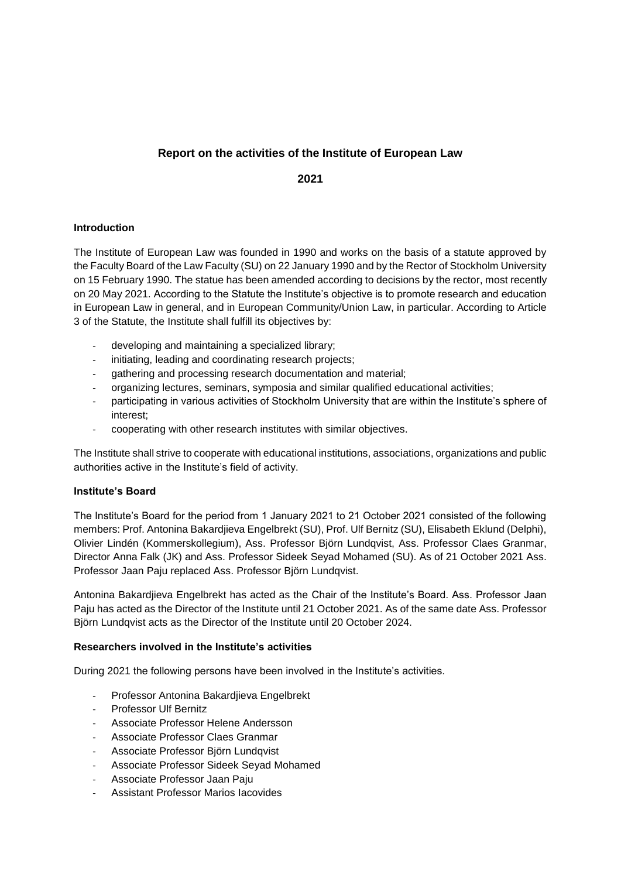# Report on the activities of the Institute of European Law

**2021**

### Introduction

The Institute of European Law was founded in 1990 and works on the basis of a statute approved by the Faculty Board of the Law Faculty (SU) on 22 January 1990 and by the Rector of Stockholm University on 15 February 1990. The statue has been amended according to decisions by the rector, most recently on 20 May 2021. According to the Statute the Institute's objective is to promote research and education in European Law in general, and in European Community/Union Law, in particular. According to Article 3 of the Statute, the Institute shall fulfill its objectives by:

- developing and maintaining a specialized library;
- initiating, leading and coordinating research projects;
- gathering and processing research documentation and material;
- organizing lectures, seminars, symposia and similar qualified educational activities;
- participating in various activities of Stockholm University that are within the Institute's sphere of interest;
- cooperating with other research institutes with similar objectives.

The Institute shall strive to cooperate with educational institutions, associations, organizations and public authorities active in the Institute's field of activity.

### Institute's Board

The Institute's Board for the period from 1 January 2021 to 21 October 2021 consisted of the following members: Prof. Antonina Bakardjieva Engelbrekt (SU), Prof. Ulf Bernitz (SU), Elisabeth Eklund (Delphi), Olivier Lindén (Kommerskollegium), Ass. Professor Björn Lundqvist, Ass. Professor Claes Granmar, Director Anna Falk (JK) and Ass. Professor Sideek Seyad Mohamed (SU). As of 21 October 2021 Ass. Professor Jaan Paju replaced Ass. Professor Björn Lundqvist.

Antonina Bakardjieva Engelbrekt has acted as the Chair of the Institute's Board. Ass. Professor Jaan Paju has acted as the Director of the Institute until 21 October 2021. As of the same date Ass. Professor Björn Lundqvist acts as the Director of the Institute until 20 October 2024.

### Researchers involved in the Institute's activities

During 2021 the following persons have been involved in the Institute's activities.

- Professor Antonina Bakardjieva Engelbrekt
- Professor Ulf Bernitz
- Associate Professor Helene Andersson
- Associate Professor Claes Granmar
- Associate Professor Björn Lundqvist
- Associate Professor Sideek Seyad Mohamed
- Associate Professor Jaan Paju
- Assistant Professor Marios Iacovides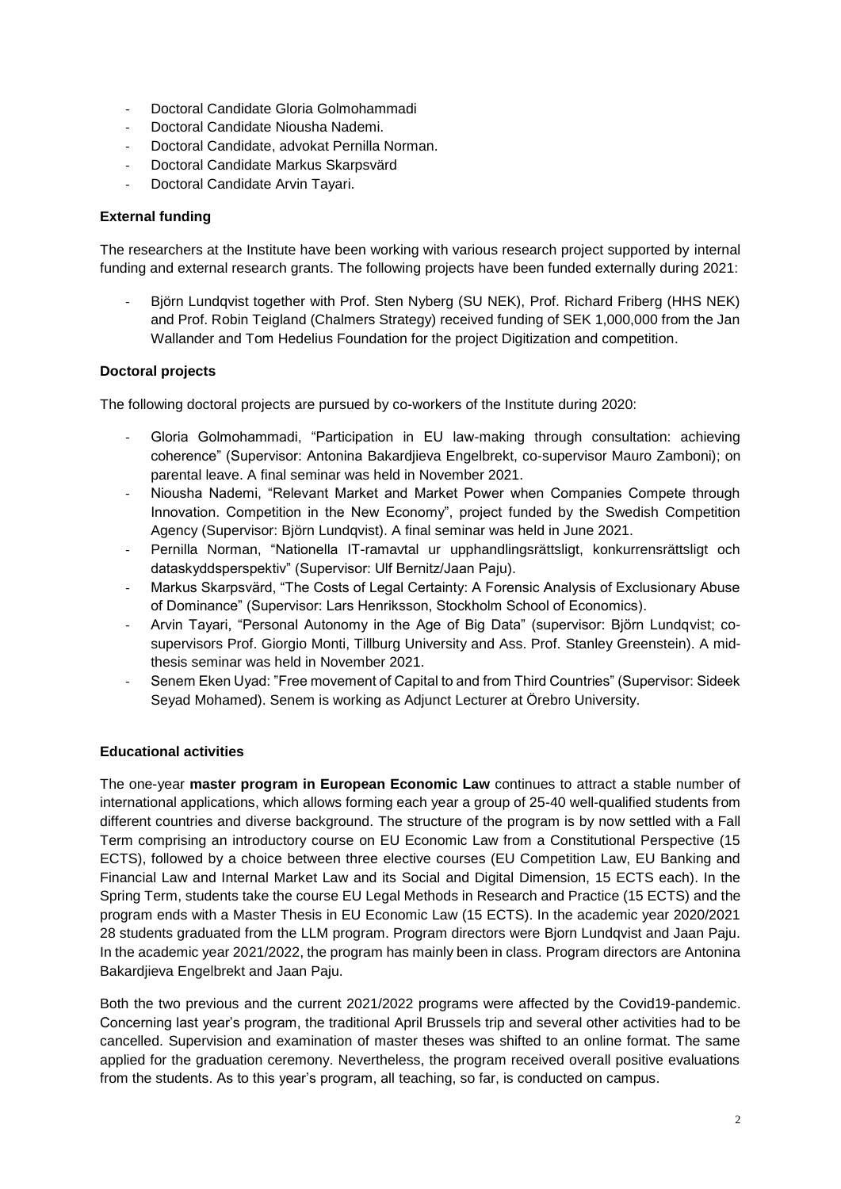- Doctoral Candidate Gloria Golmohammadi
- Doctoral Candidate Niousha Nademi.
- Doctoral Candidate, advokat Pernilla Norman.
- Doctoral Candidate Markus Skarpsvärd
- Doctoral Candidate Arvin Tayari.

**External funding**

The researchers at the Institute have been working with various research project supported by internal funding and external research grants. The following projects have been funded externally during 2021:

- Björn Lundqvist together with Prof. Sten Nyberg (SU NEK), Prof. Richard Friberg (HHS NEK) and Prof. Robin Teigland (Chalmers Strategy) received funding of SEK 1,000,000 from the Jan Wallander and Tom Hedelius Foundation for the project Digitization and competition.

**Doctoral projects**

The following doctoral projects are pursued by co-workers of the Institute during 2020:

- Gloria Golmohammadi, "Participation in EU law-making through consultation: achieving coherence" (Supervisor: Antonina Bakardjieva Engelbrekt, co-supervisor Mauro Zamboni); on parental leave. A final seminar was held in November 2021.
- Niousha Nademi, "Relevant Market and Market Power when Companies Compete through Innovation. Competition in the New Economy", project funded by the Swedish Competition Agency (Supervisor: Björn Lundqvist). A final seminar was held in June 2021.
- Pernilla Norman, "Nationella IT-ramavtal ur upphandlingsrättsligt, konkurrensrättsligt och dataskyddsperspektiv" (Supervisor: Ulf Bernitz/Jaan Paju).
- Markus Skarpsvärd, "The Costs of Legal Certainty: A Forensic Analysis of Exclusionary Abuse of Dominance" (Supervisor: Lars Henriksson, Stockholm School of Economics).
- Arvin Tayari, "Personal Autonomy in the Age of Big Data" (supervisor: Björn Lundqvist; co-supervisors Prof. Giorgio Monti, Tillburg University and Ass. Prof. Stanley Greenstein). A mid-thesis seminar was held in November 2021.
- Senem Eken Uyad: "Free movement of Capital to and from Third Countries" (Supervisor: Sideek Seyad Mohamed). Senem is working as Adjunct Lecturer at Örebro University.

**Educational activities**

The one-year **master program in European Economic Law** continues to attract a stable number of international applications, which allows forming each year a group of 25-40 well-qualified students from different countries and diverse background. The structure of the program is by now settled with a Fall Term comprising an introductory course on EU Economic Law from a Constitutional Perspective (15 ECTS), followed by a choice between three elective courses (EU Competition Law, EU Banking and Financial Law and Internal Market Law and its Social and Digital Dimension, 15 ECTS each). In the Spring Term, students take the course EU Legal Methods in Research and Practice (15 ECTS) and the program ends with a Master Thesis in EU Economic Law (15 ECTS). In the academic year 2020/2021 28 students graduated from the LLM program. Program directors were Bjorn Lundqvist and Jaan Paju. In the academic year 2021/2022, the program has mainly been in class. Program directors are Antonina Bakardjieva Engelbrekt and Jaan Paju.

Both the two previous and the current 2021/2022 programs were affected by the Covid19-pandemic. Concerning last year's program, the traditional April Brussels trip and several other activities had to be cancelled. Supervision and examination of master theses was shifted to an online format. The same applied for the graduation ceremony. Nevertheless, the program received overall positive evaluations from the students. As to this year's program, all teaching, so far, is conducted on campus.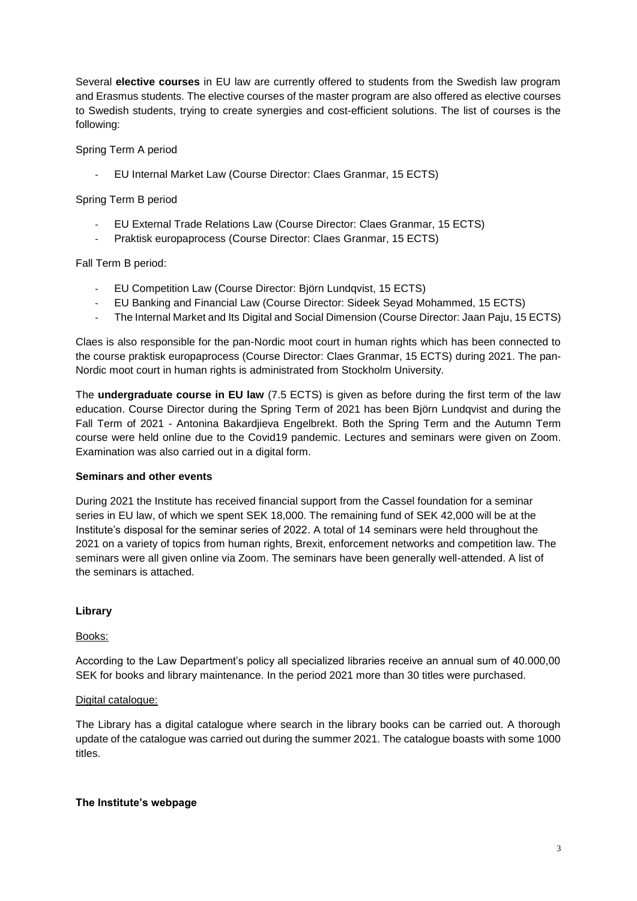Several **elective courses** in EU law are currently offered to students from the Swedish law program and Erasmus students. The elective courses of the master program are also offered as elective courses to Swedish students, trying to create synergies and cost-efficient solutions. The list of courses is the following:

Spring Term A period

- EU Internal Market Law (Course Director: Claes Granmar, 15 ECTS)

Spring Term B period

- EU External Trade Relations Law (Course Director: Claes Granmar, 15 ECTS)
- Praktisk europaprocess (Course Director: Claes Granmar, 15 ECTS)

Fall Term B period:

- EU Competition Law (Course Director: Björn Lundqvist, 15 ECTS)
- EU Banking and Financial Law (Course Director: Sideek Seyad Mohammed, 15 ECTS)
- The Internal Market and Its Digital and Social Dimension (Course Director: Jaan Paju, 15 ECTS)

Claes is also responsible for the pan-Nordic moot court in human rights which has been connected to the course praktisk europaprocess (Course Director: Claes Granmar, 15 ECTS) during 2021. The pan-Nordic moot court in human rights is administrated from Stockholm University.

The **undergraduate course in EU law** (7.5 ECTS) is given as before during the first term of the law education. Course Director during the Spring Term of 2021 has been Björn Lundqvist and during the Fall Term of 2021 - Antonina Bakardjieva Engelbrekt. Both the Spring Term and the Autumn Term course were held online due to the Covid19 pandemic. Lectures and seminars were given on Zoom. Examination was also carried out in a digital form.

**Seminars and other events**

During 2021 the Institute has received financial support from the Cassel foundation for a seminar series in EU law, of which we spent SEK 18,000. The remaining fund of SEK 42,000 will be at the Institute's disposal for the seminar series of 2022. A total of 14 seminars were held throughout the 2021 on a variety of topics from human rights, Brexit, enforcement networks and competition law. The seminars were all given online via Zoom. The seminars have been generally well-attended. A list of the seminars is attached.

**Library**

Books:

According to the Law Department's policy all specialized libraries receive an annual sum of 40.000,00 SEK for books and library maintenance. In the period 2021 more than 30 titles were purchased.

Digital catalogue:

The Library has a digital catalogue where search in the library books can be carried out. A thorough update of the catalogue was carried out during the summer 2021. The catalogue boasts with some 1000 titles.

**The Institute's webpage**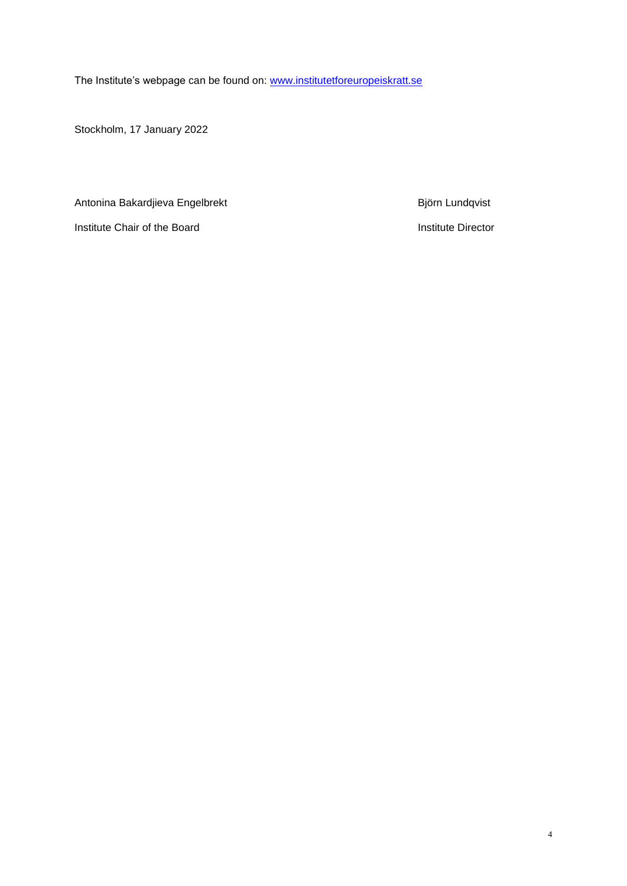The Institute's webpage can be found on: [www.institutetforeuropeiskratt.se](http://www.institutetforeuropeiskratt.se)

Stockholm, 17 January 2022

Antonina Bakardjieva Engelbrekt

Institute Chair of the Board

Björn Lundqvist

Institute Director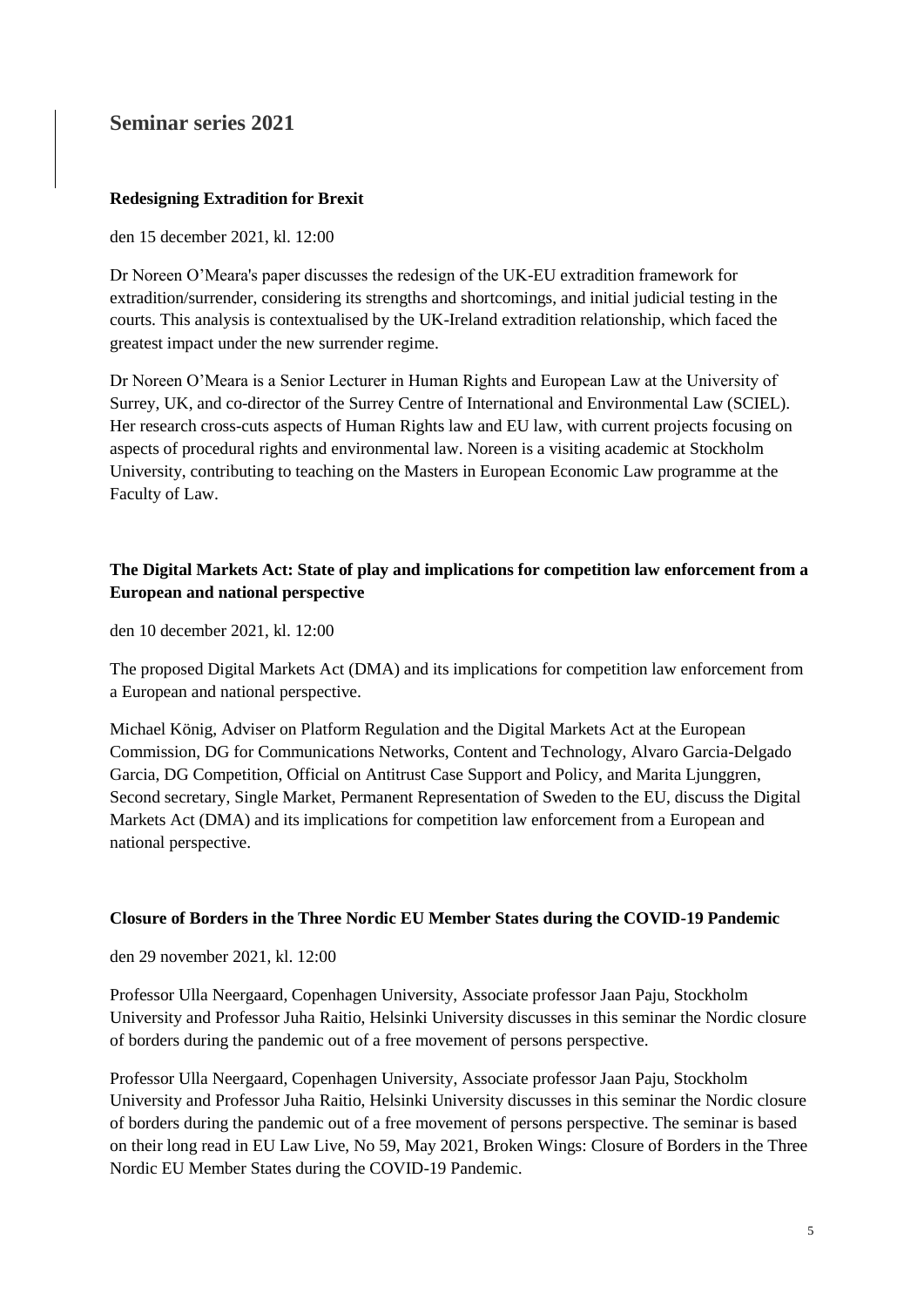## Seminar series 2021

**Redesigning Extradition for Brexit**

den 15 december 2021, kl. 12:00

Dr Noreen O'Meara's paper discusses the redesign of the UK-EU extradition framework for extradition/surrender, considering its strengths and shortcomings, and initial judicial testing in the courts. This analysis is contextualised by the UK-Ireland extradition relationship, which faced the greatest impact under the new surrender regime.

Dr Noreen O'Meara is a Senior Lecturer in Human Rights and European Law at the University of Surrey, UK, and co-director of the Surrey Centre of International and Environmental Law (SCIEL). Her research cross-cuts aspects of Human Rights law and EU law, with current projects focusing on aspects of procedural rights and environmental law. Noreen is a visiting academic at Stockholm University, contributing to teaching on the Masters in European Economic Law programme at the Faculty of Law.

**The Digital Markets Act: State of play and implications for competition law enforcement from a European and national perspective**

den 10 december 2021, kl. 12:00

The proposed Digital Markets Act (DMA) and its implications for competition law enforcement from a European and national perspective.

Michael König, Adviser on Platform Regulation and the Digital Markets Act at the European Commission, DG for Communications Networks, Content and Technology, Alvaro Garcia-Delgado Garcia, DG Competition, Official on Antitrust Case Support and Policy, and Marita Ljunggren, Second secretary, Single Market, Permanent Representation of Sweden to the EU, discuss the Digital Markets Act (DMA) and its implications for competition law enforcement from a European and national perspective.

**Closure of Borders in the Three Nordic EU Member States during the COVID-19 Pandemic**

den 29 november 2021, kl. 12:00

Professor Ulla Neergaard, Copenhagen University, Associate professor Jaan Paju, Stockholm University and Professor Juha Raitio, Helsinki University discusses in this seminar the Nordic closure of borders during the pandemic out of a free movement of persons perspective.

Professor Ulla Neergaard, Copenhagen University, Associate professor Jaan Paju, Stockholm University and Professor Juha Raitio, Helsinki University discusses in this seminar the Nordic closure of borders during the pandemic out of a free movement of persons perspective. The seminar is based on their long read in EU Law Live, No 59, May 2021, Broken Wings: Closure of Borders in the Three Nordic EU Member States during the COVID-19 Pandemic.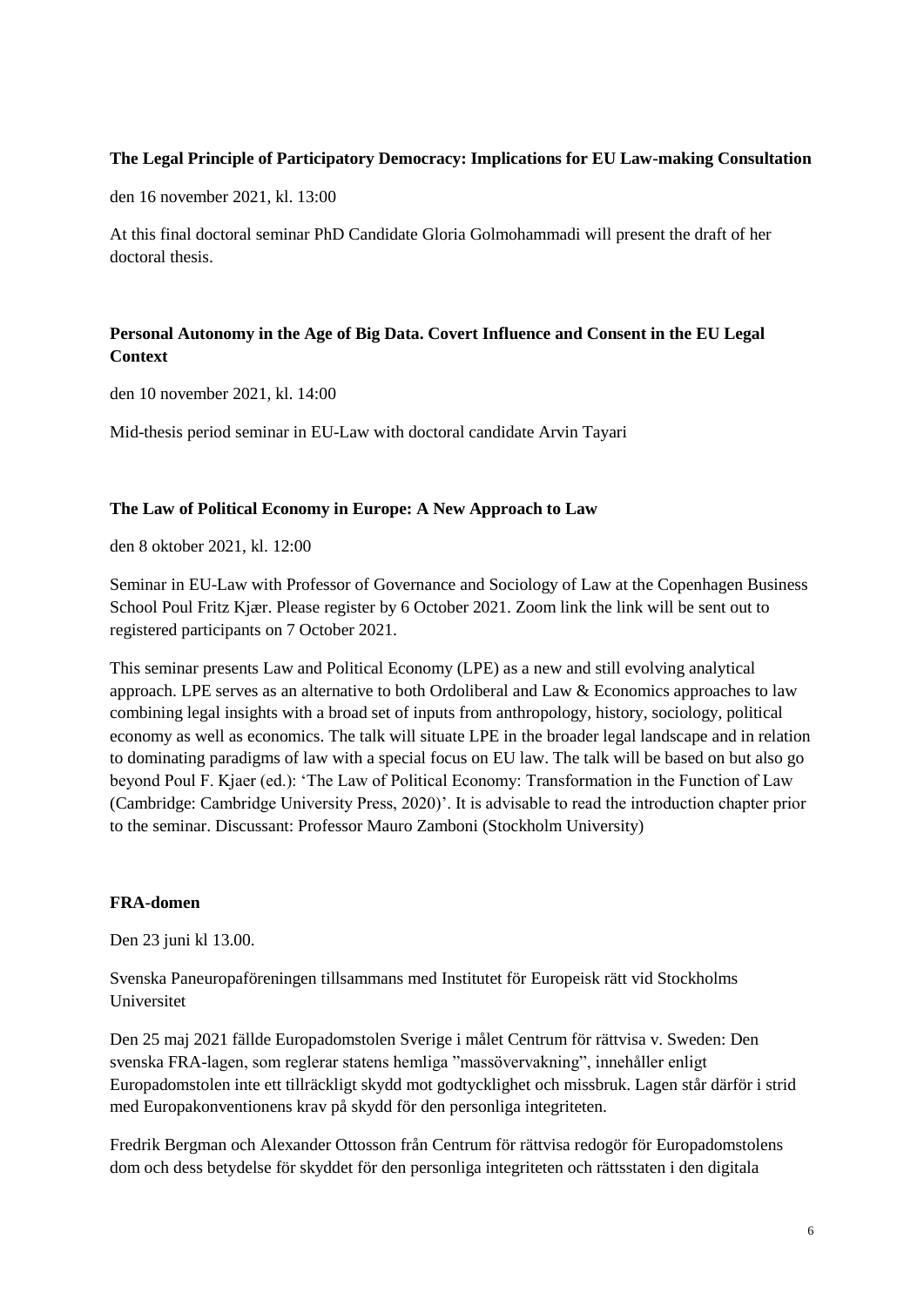**The Legal Principle of Participatory Democracy: Implications for EU Law-making Consultation**

den 16 november 2021, kl. 13:00

At this final doctoral seminar PhD Candidate Gloria Golmohammadi will present the draft of her doctoral thesis.

**Personal Autonomy in the Age of Big Data. Covert Influence and Consent in the EU Legal Context**

den 10 november 2021, kl. 14:00

Mid-thesis period seminar in EU-Law with doctoral candidate Arvin Tayari

**The Law of Political Economy in Europe: A New Approach to Law**

den 8 oktober 2021, kl. 12:00

Seminar in EU-Law with Professor of Governance and Sociology of Law at the Copenhagen Business School Poul Fritz Kjær. Please register by 6 October 2021. Zoom link the link will be sent out to registered participants on 7 October 2021.

This seminar presents Law and Political Economy (LPE) as a new and still evolving analytical approach. LPE serves as an alternative to both Ordoliberal and Law & Economics approaches to law combining legal insights with a broad set of inputs from anthropology, history, sociology, political economy as well as economics. The talk will situate LPE in the broader legal landscape and in relation to dominating paradigms of law with a special focus on EU law. The talk will be based on but also go beyond Poul F. Kjaer (ed.): 'The Law of Political Economy: Transformation in the Function of Law (Cambridge: Cambridge University Press, 2020)'. It is advisable to read the introduction chapter prior to the seminar. Discussant: Professor Mauro Zamboni (Stockholm University)

**FRA-domen**

Den 23 juni kl 13.00.

Svenska Paneuropaföreningen tillsammans med Institutet för Europeisk rätt vid Stockholms Universitet

Den 25 maj 2021 fällde Europadomstolen Sverige i målet Centrum för rättvisa v. Sweden: Den svenska FRA-lagen, som reglerar statens hemliga "massövervakning", innehåller enligt Europadomstolen inte ett tillräckligt skydd mot godtycklighet och missbruk. Lagen står därför i strid med Europakonventionens krav på skydd för den personliga integriteten.

Fredrik Bergman och Alexander Ottosson från Centrum för rättvisa redogör för Europadomstolens dom och dess betydelse för skyddet för den personliga integriteten och rättsstaten i den digitala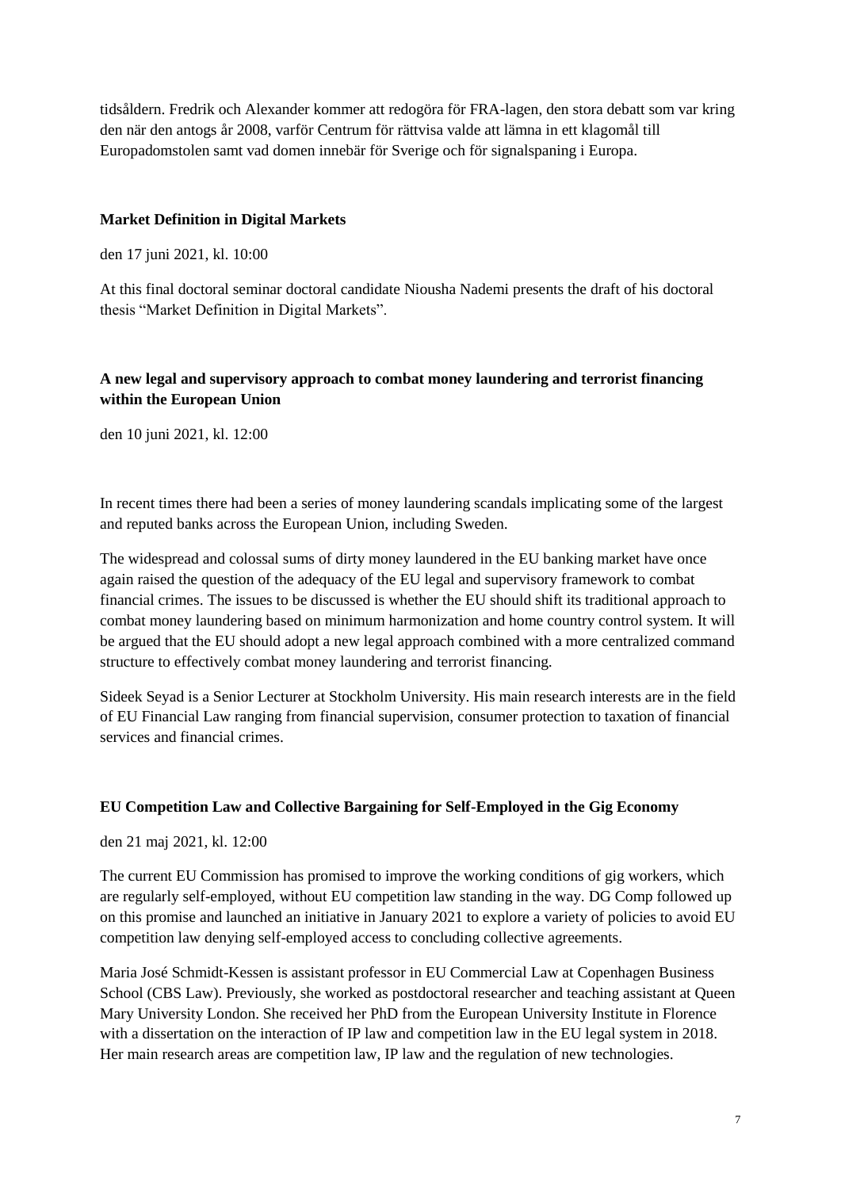tidsåldern. Fredrik och Alexander kommer att redogöra för FRA-lagen, den stora debatt som var kring den när den antogs år 2008, varför Centrum för rättvisa valde att lämna in ett klagomål till Europadomstolen samt vad domen innebär för Sverige och för signalspaning i Europa.

**Market Definition in Digital Markets**

den 17 juni 2021, kl. 10:00

At this final doctoral seminar doctoral candidate Niousha Nademi presents the draft of his doctoral thesis “Market Definition in Digital Markets”.

**A new legal and supervisory approach to combat money laundering and terrorist financing within the European Union**

den 10 juni 2021, kl. 12:00

In recent times there had been a series of money laundering scandals implicating some of the largest and reputed banks across the European Union, including Sweden.

The widespread and colossal sums of dirty money laundered in the EU banking market have once again raised the question of the adequacy of the EU legal and supervisory framework to combat financial crimes. The issues to be discussed is whether the EU should shift its traditional approach to combat money laundering based on minimum harmonization and home country control system. It will be argued that the EU should adopt a new legal approach combined with a more centralized command structure to effectively combat money laundering and terrorist financing.

Sideek Seyad is a Senior Lecturer at Stockholm University. His main research interests are in the field of EU Financial Law ranging from financial supervision, consumer protection to taxation of financial services and financial crimes.

**EU Competition Law and Collective Bargaining for Self-Employed in the Gig Economy**

den 21 maj 2021, kl. 12:00

The current EU Commission has promised to improve the working conditions of gig workers, which are regularly self-employed, without EU competition law standing in the way. DG Comp followed up on this promise and launched an initiative in January 2021 to explore a variety of policies to avoid EU competition law denying self-employed access to concluding collective agreements.

Maria José Schmidt-Kessen is assistant professor in EU Commercial Law at Copenhagen Business School (CBS Law). Previously, she worked as postdoctoral researcher and teaching assistant at Queen Mary University London. She received her PhD from the European University Institute in Florence with a dissertation on the interaction of IP law and competition law in the EU legal system in 2018. Her main research areas are competition law, IP law and the regulation of new technologies.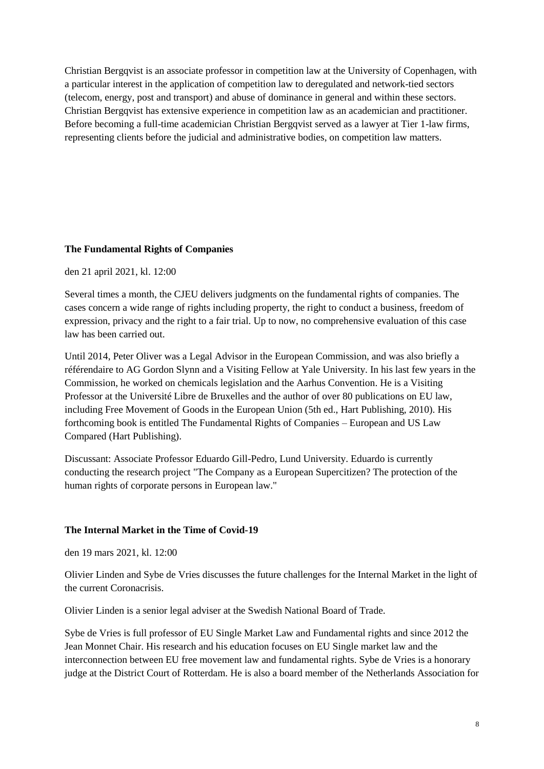Christian Bergqvist is an associate professor in competition law at the University of Copenhagen, with a particular interest in the application of competition law to deregulated and network-tied sectors (telecom, energy, post and transport) and abuse of dominance in general and within these sectors. Christian Bergqvist has extensive experience in competition law as an academician and practitioner. Before becoming a full-time academician Christian Bergqvist served as a lawyer at Tier 1-law firms, representing clients before the judicial and administrative bodies, on competition law matters.

**The Fundamental Rights of Companies**

den 21 april 2021, kl. 12:00

Several times a month, the CJEU delivers judgments on the fundamental rights of companies. The cases concern a wide range of rights including property, the right to conduct a business, freedom of expression, privacy and the right to a fair trial. Up to now, no comprehensive evaluation of this case law has been carried out.

Until 2014, Peter Oliver was a Legal Advisor in the European Commission, and was also briefly a référendaire to AG Gordon Slynn and a Visiting Fellow at Yale University. In his last few years in the Commission, he worked on chemicals legislation and the Aarhus Convention. He is a Visiting Professor at the Université Libre de Bruxelles and the author of over 80 publications on EU law, including Free Movement of Goods in the European Union (5th ed., Hart Publishing, 2010). His forthcoming book is entitled The Fundamental Rights of Companies – European and US Law Compared (Hart Publishing).

Discussant: Associate Professor Eduardo Gill-Pedro, Lund University. Eduardo is currently conducting the research project "The Company as a European Supercitizen? The protection of the human rights of corporate persons in European law."

**The Internal Market in the Time of Covid-19**

den 19 mars 2021, kl. 12:00

Olivier Linden and Sybe de Vries discusses the future challenges for the Internal Market in the light of the current Coronacrisis.

Olivier Linden is a senior legal adviser at the Swedish National Board of Trade.

Sybe de Vries is full professor of EU Single Market Law and Fundamental rights and since 2012 the Jean Monnet Chair. His research and his education focuses on EU Single market law and the interconnection between EU free movement law and fundamental rights. Sybe de Vries is a honorary judge at the District Court of Rotterdam. He is also a board member of the Netherlands Association for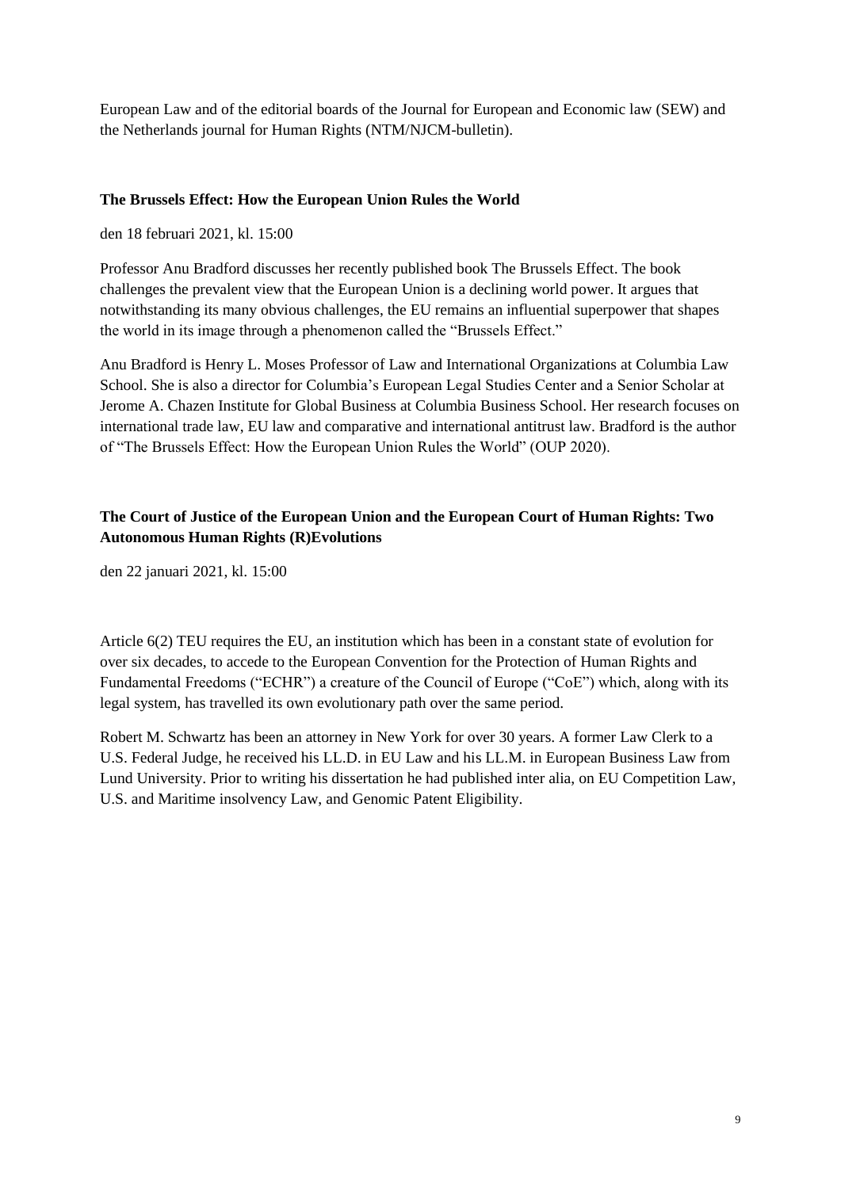European Law and of the editorial boards of the Journal for European and Economic law (SEW) and the Netherlands journal for Human Rights (NTM/NJCM-bulletin).

**The Brussels Effect: How the European Union Rules the World**

den 18 februari 2021, kl. 15:00

Professor Anu Bradford discusses her recently published book The Brussels Effect. The book challenges the prevalent view that the European Union is a declining world power. It argues that notwithstanding its many obvious challenges, the EU remains an influential superpower that shapes the world in its image through a phenomenon called the "Brussels Effect."

Anu Bradford is Henry L. Moses Professor of Law and International Organizations at Columbia Law School. She is also a director for Columbia's European Legal Studies Center and a Senior Scholar at Jerome A. Chazen Institute for Global Business at Columbia Business School. Her research focuses on international trade law, EU law and comparative and international antitrust law. Bradford is the author of "The Brussels Effect: How the European Union Rules the World" (OUP 2020).

**The Court of Justice of the European Union and the European Court of Human Rights: Two Autonomous Human Rights (R)Evolutions**

den 22 januari 2021, kl. 15:00

Article 6(2) TEU requires the EU, an institution which has been in a constant state of evolution for over six decades, to accede to the European Convention for the Protection of Human Rights and Fundamental Freedoms ("ECHR") a creature of the Council of Europe ("CoE") which, along with its legal system, has travelled its own evolutionary path over the same period.

Robert M. Schwartz has been an attorney in New York for over 30 years. A former Law Clerk to a U.S. Federal Judge, he received his LL.D. in EU Law and his LL.M. in European Business Law from Lund University. Prior to writing his dissertation he had published inter alia, on EU Competition Law, U.S. and Maritime insolvency Law, and Genomic Patent Eligibility.